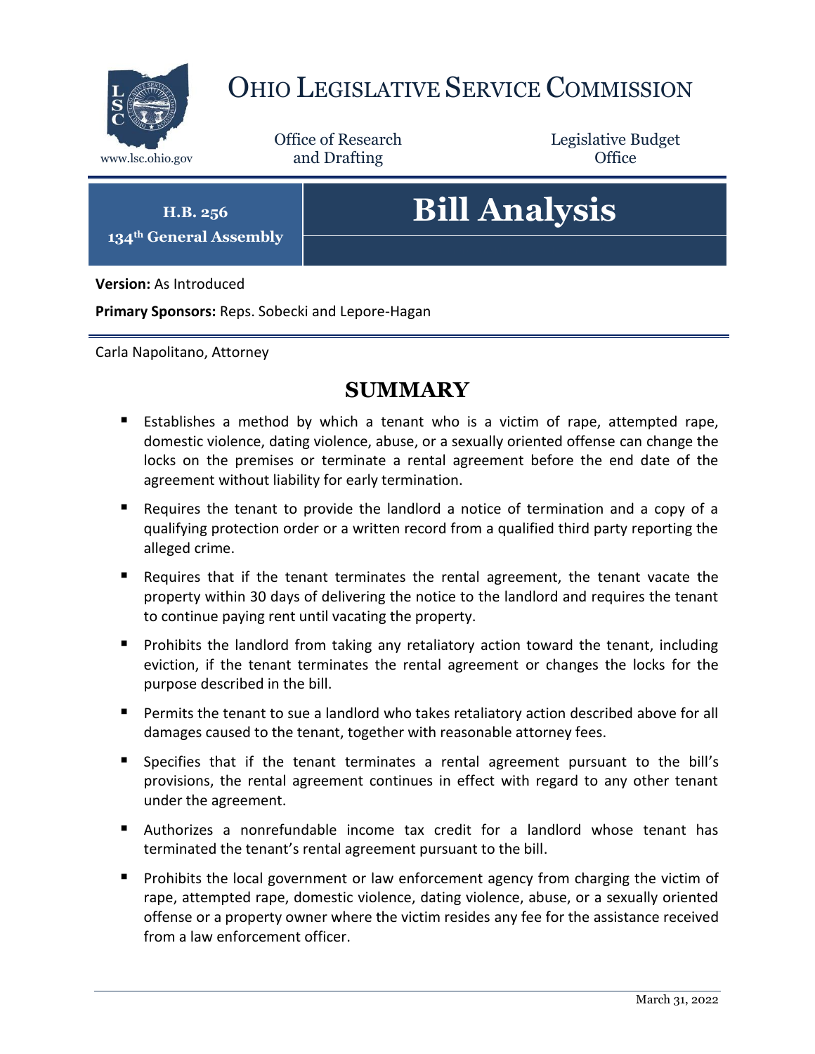# Ohio Legislative Service Commission

www.lsc.ohio.gov

Office of Research and Drafting

Legislative Budget Office

**H.B. 256**
**134th General Assembly**

# Bill Analysis

**Version:** As Introduced

**Primary Sponsors:** Reps. Sobecki and Lepore-Hagan

Carla Napolitano, Attorney

## SUMMARY

- Establishes a method by which a tenant who is a victim of rape, attempted rape, domestic violence, dating violence, abuse, or a sexually oriented offense can change the locks on the premises or terminate a rental agreement before the end date of the agreement without liability for early termination.
- Requires the tenant to provide the landlord a notice of termination and a copy of a qualifying protection order or a written record from a qualified third party reporting the alleged crime.
- Requires that if the tenant terminates the rental agreement, the tenant vacate the property within 30 days of delivering the notice to the landlord and requires the tenant to continue paying rent until vacating the property.
- Prohibits the landlord from taking any retaliatory action toward the tenant, including eviction, if the tenant terminates the rental agreement or changes the locks for the purpose described in the bill.
- Permits the tenant to sue a landlord who takes retaliatory action described above for all damages caused to the tenant, together with reasonable attorney fees.
- Specifies that if the tenant terminates a rental agreement pursuant to the bill's provisions, the rental agreement continues in effect with regard to any other tenant under the agreement.
- Authorizes a nonrefundable income tax credit for a landlord whose tenant has terminated the tenant's rental agreement pursuant to the bill.
- Prohibits the local government or law enforcement agency from charging the victim of rape, attempted rape, domestic violence, dating violence, abuse, or a sexually oriented offense or a property owner where the victim resides any fee for the assistance received from a law enforcement officer.

March 31, 2022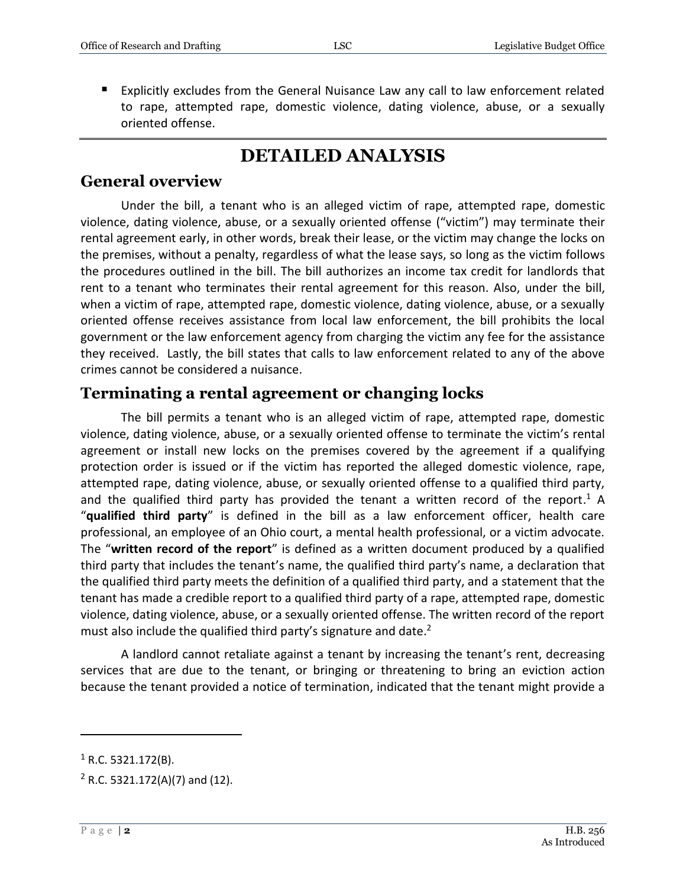- Explicitly excludes from the General Nuisance Law any call to law enforcement related to rape, attempted rape, domestic violence, dating violence, abuse, or a sexually oriented offense.

# DETAILED ANALYSIS

## General overview

Under the bill, a tenant who is an alleged victim of rape, attempted rape, domestic violence, dating violence, abuse, or a sexually oriented offense ("victim") may terminate their rental agreement early, in other words, break their lease, or the victim may change the locks on the premises, without a penalty, regardless of what the lease says, so long as the victim follows the procedures outlined in the bill. The bill authorizes an income tax credit for landlords that rent to a tenant who terminates their rental agreement for this reason. Also, under the bill, when a victim of rape, attempted rape, domestic violence, dating violence, abuse, or a sexually oriented offense receives assistance from local law enforcement, the bill prohibits the local government or the law enforcement agency from charging the victim any fee for the assistance they received. Lastly, the bill states that calls to law enforcement related to any of the above crimes cannot be considered a nuisance.

## Terminating a rental agreement or changing locks

The bill permits a tenant who is an alleged victim of rape, attempted rape, domestic violence, dating violence, abuse, or a sexually oriented offense to terminate the victim's rental agreement or install new locks on the premises covered by the agreement if a qualifying protection order is issued or if the victim has reported the alleged domestic violence, rape, attempted rape, dating violence, abuse, or sexually oriented offense to a qualified third party, and the qualified third party has provided the tenant a written record of the report.[1] A "**qualified third party**" is defined in the bill as a law enforcement officer, health care professional, an employee of an Ohio court, a mental health professional, or a victim advocate. The "**written record of the report**" is defined as a written document produced by a qualified third party that includes the tenant's name, the qualified third party's name, a declaration that the qualified third party meets the definition of a qualified third party, and a statement that the tenant has made a credible report to a qualified third party of a rape, attempted rape, domestic violence, dating violence, abuse, or a sexually oriented offense. The written record of the report must also include the qualified third party's signature and date.[2]

A landlord cannot retaliate against a tenant by increasing the tenant's rent, decreasing services that are due to the tenant, or bringing or threatening to bring an eviction action because the tenant provided a notice of termination, indicated that the tenant might provide a

---

[1] R.C. 5321.172(B).

[2] R.C. 5321.172(A)(7) and (12).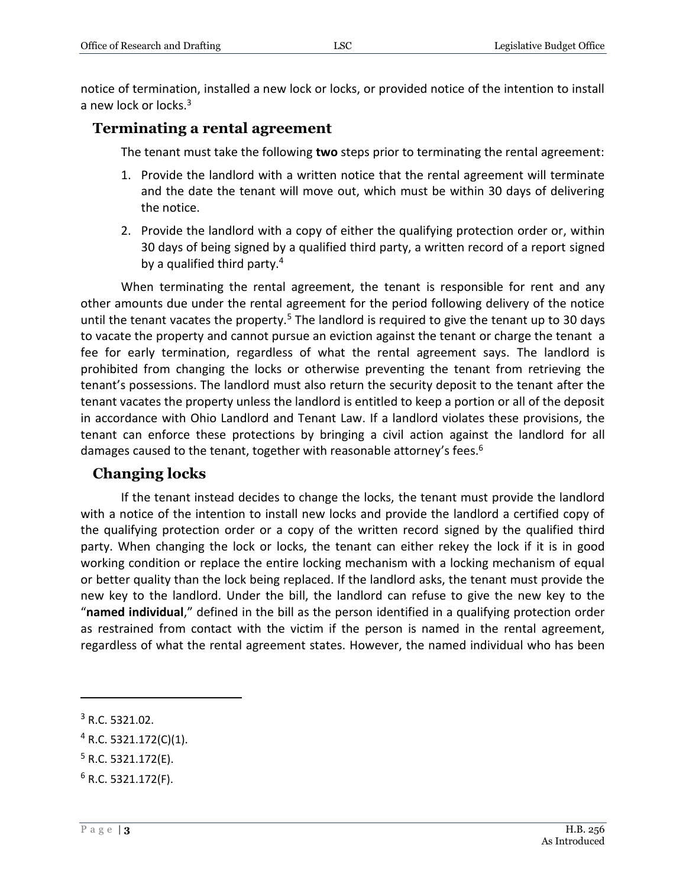notice of termination, installed a new lock or locks, or provided notice of the intention to install a new lock or locks.[3]

## Terminating a rental agreement

The tenant must take the following **two** steps prior to terminating the rental agreement:

1. Provide the landlord with a written notice that the rental agreement will terminate and the date the tenant will move out, which must be within 30 days of delivering the notice.
2. Provide the landlord with a copy of either the qualifying protection order or, within 30 days of being signed by a qualified third party, a written record of a report signed by a qualified third party.[4]

When terminating the rental agreement, the tenant is responsible for rent and any other amounts due under the rental agreement for the period following delivery of the notice until the tenant vacates the property.[5] The landlord is required to give the tenant up to 30 days to vacate the property and cannot pursue an eviction against the tenant or charge the tenant a fee for early termination, regardless of what the rental agreement says. The landlord is prohibited from changing the locks or otherwise preventing the tenant from retrieving the tenant's possessions. The landlord must also return the security deposit to the tenant after the tenant vacates the property unless the landlord is entitled to keep a portion or all of the deposit in accordance with Ohio Landlord and Tenant Law. If a landlord violates these provisions, the tenant can enforce these protections by bringing a civil action against the landlord for all damages caused to the tenant, together with reasonable attorney's fees.[6]

## Changing locks

If the tenant instead decides to change the locks, the tenant must provide the landlord with a notice of the intention to install new locks and provide the landlord a certified copy of the qualifying protection order or a copy of the written record signed by the qualified third party. When changing the lock or locks, the tenant can either rekey the lock if it is in good working condition or replace the entire locking mechanism with a locking mechanism of equal or better quality than the lock being replaced. If the landlord asks, the tenant must provide the new key to the landlord. Under the bill, the landlord can refuse to give the new key to the "**named individual**," defined in the bill as the person identified in a qualifying protection order as restrained from contact with the victim if the person is named in the rental agreement, regardless of what the rental agreement states. However, the named individual who has been

---

[3] R.C. 5321.02.

[4] R.C. 5321.172(C)(1).

[5] R.C. 5321.172(E).

[6] R.C. 5321.172(F).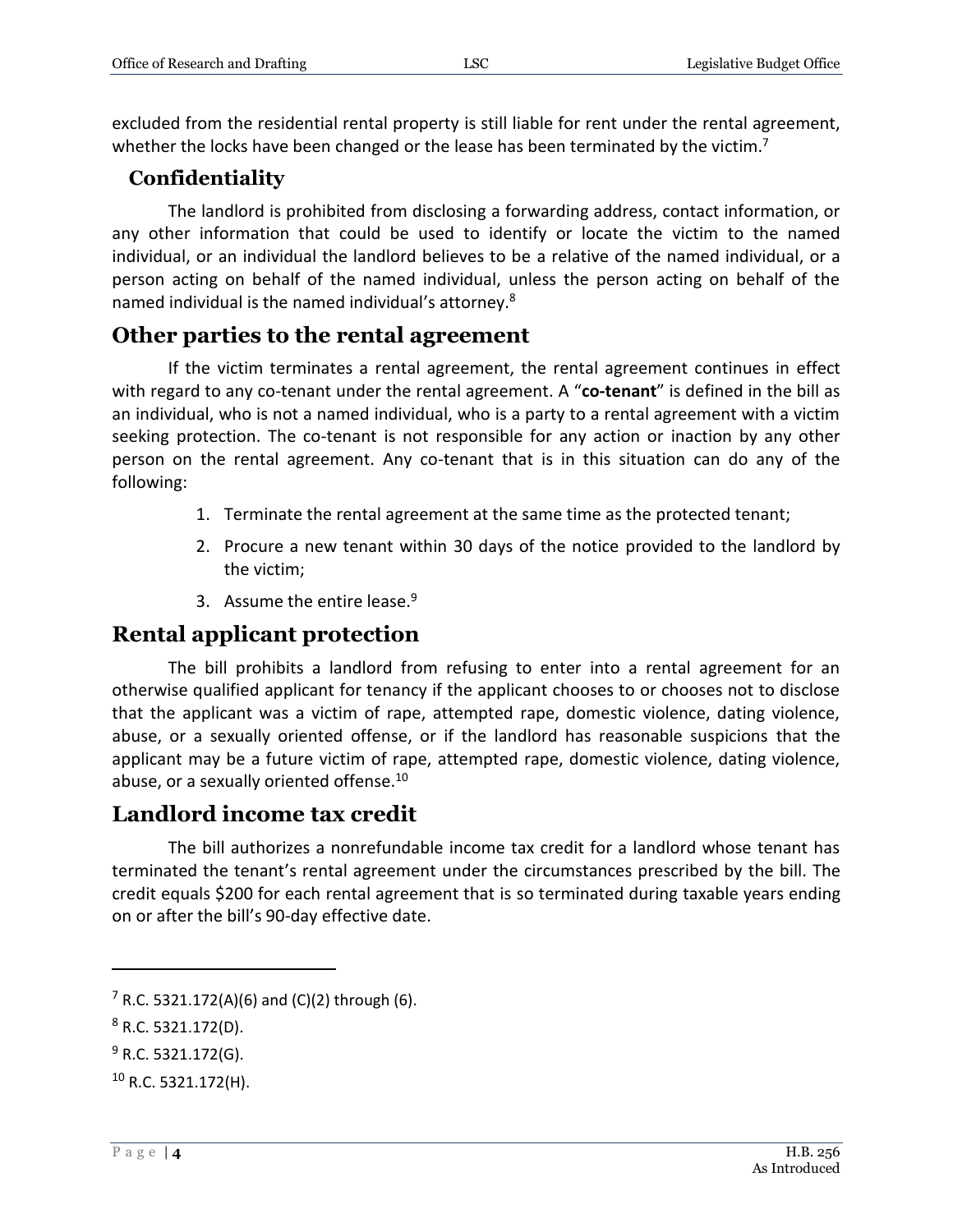excluded from the residential rental property is still liable for rent under the rental agreement, whether the locks have been changed or the lease has been terminated by the victim.[7]

### Confidentiality

The landlord is prohibited from disclosing a forwarding address, contact information, or any other information that could be used to identify or locate the victim to the named individual, or an individual the landlord believes to be a relative of the named individual, or a person acting on behalf of the named individual, unless the person acting on behalf of the named individual is the named individual's attorney.[8]

## Other parties to the rental agreement

If the victim terminates a rental agreement, the rental agreement continues in effect with regard to any co-tenant under the rental agreement. A "**co-tenant**" is defined in the bill as an individual, who is not a named individual, who is a party to a rental agreement with a victim seeking protection. The co-tenant is not responsible for any action or inaction by any other person on the rental agreement. Any co-tenant that is in this situation can do any of the following:

1. Terminate the rental agreement at the same time as the protected tenant;
2. Procure a new tenant within 30 days of the notice provided to the landlord by the victim;
3. Assume the entire lease.[9]

## Rental applicant protection

The bill prohibits a landlord from refusing to enter into a rental agreement for an otherwise qualified applicant for tenancy if the applicant chooses to or chooses not to disclose that the applicant was a victim of rape, attempted rape, domestic violence, dating violence, abuse, or a sexually oriented offense, or if the landlord has reasonable suspicions that the applicant may be a future victim of rape, attempted rape, domestic violence, dating violence, abuse, or a sexually oriented offense.[10]

## Landlord income tax credit

The bill authorizes a nonrefundable income tax credit for a landlord whose tenant has terminated the tenant's rental agreement under the circumstances prescribed by the bill. The credit equals $200 for each rental agreement that is so terminated during taxable years ending on or after the bill's 90-day effective date.

---

[7] R.C. 5321.172(A)(6) and (C)(2) through (6).

[8] R.C. 5321.172(D).

[9] R.C. 5321.172(G).

[10] R.C. 5321.172(H).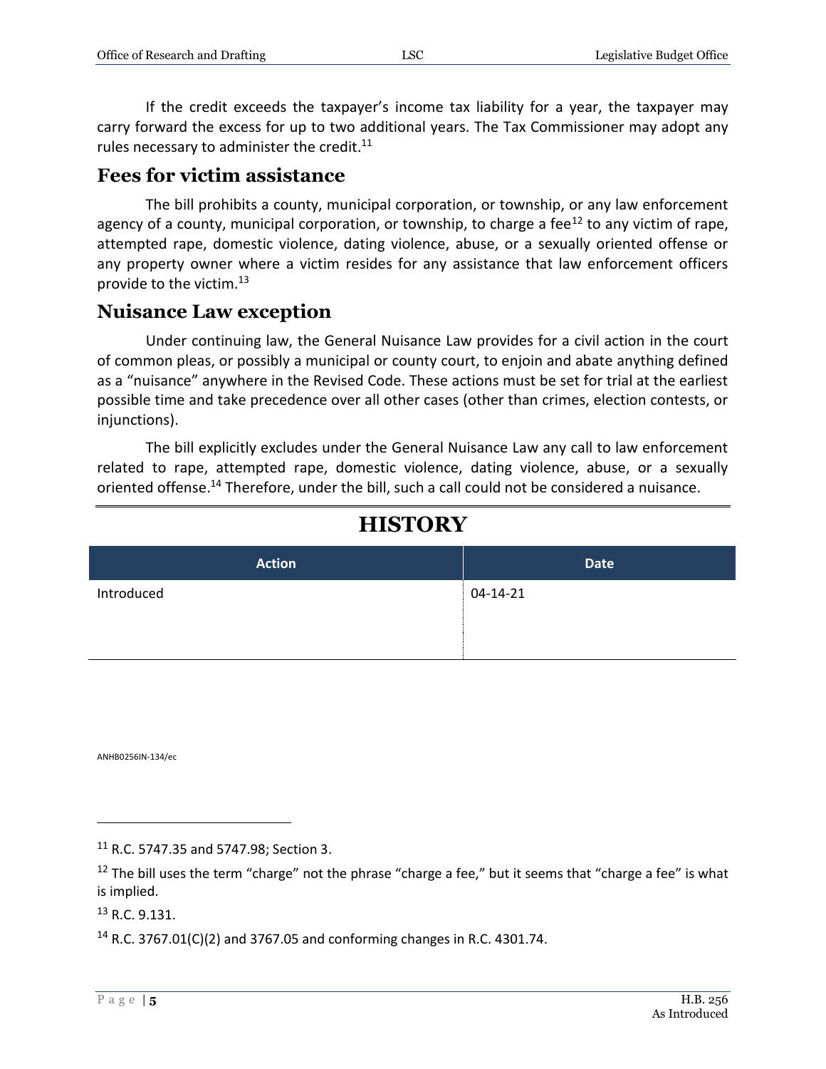If the credit exceeds the taxpayer's income tax liability for a year, the taxpayer may carry forward the excess for up to two additional years. The Tax Commissioner may adopt any rules necessary to administer the credit.[11]

## Fees for victim assistance

The bill prohibits a county, municipal corporation, or township, or any law enforcement agency of a county, municipal corporation, or township, to charge a fee[12] to any victim of rape, attempted rape, domestic violence, dating violence, abuse, or a sexually oriented offense or any property owner where a victim resides for any assistance that law enforcement officers provide to the victim.[13]

## Nuisance Law exception

Under continuing law, the General Nuisance Law provides for a civil action in the court of common pleas, or possibly a municipal or county court, to enjoin and abate anything defined as a "nuisance" anywhere in the Revised Code. These actions must be set for trial at the earliest possible time and take precedence over all other cases (other than crimes, election contests, or injunctions).

The bill explicitly excludes under the General Nuisance Law any call to law enforcement related to rape, attempted rape, domestic violence, dating violence, abuse, or a sexually oriented offense.[14] Therefore, under the bill, such a call could not be considered a nuisance.

# HISTORY

| Action | Date |
|---|---|
| Introduced | 04-14-21 |

ANHB0256IN-134/ec

---

[11] R.C. 5747.35 and 5747.98; Section 3.

[12] The bill uses the term "charge" not the phrase "charge a fee," but it seems that "charge a fee" is what is implied.

[13] R.C. 9.131.

[14] R.C. 3767.01(C)(2) and 3767.05 and conforming changes in R.C. 4301.74.